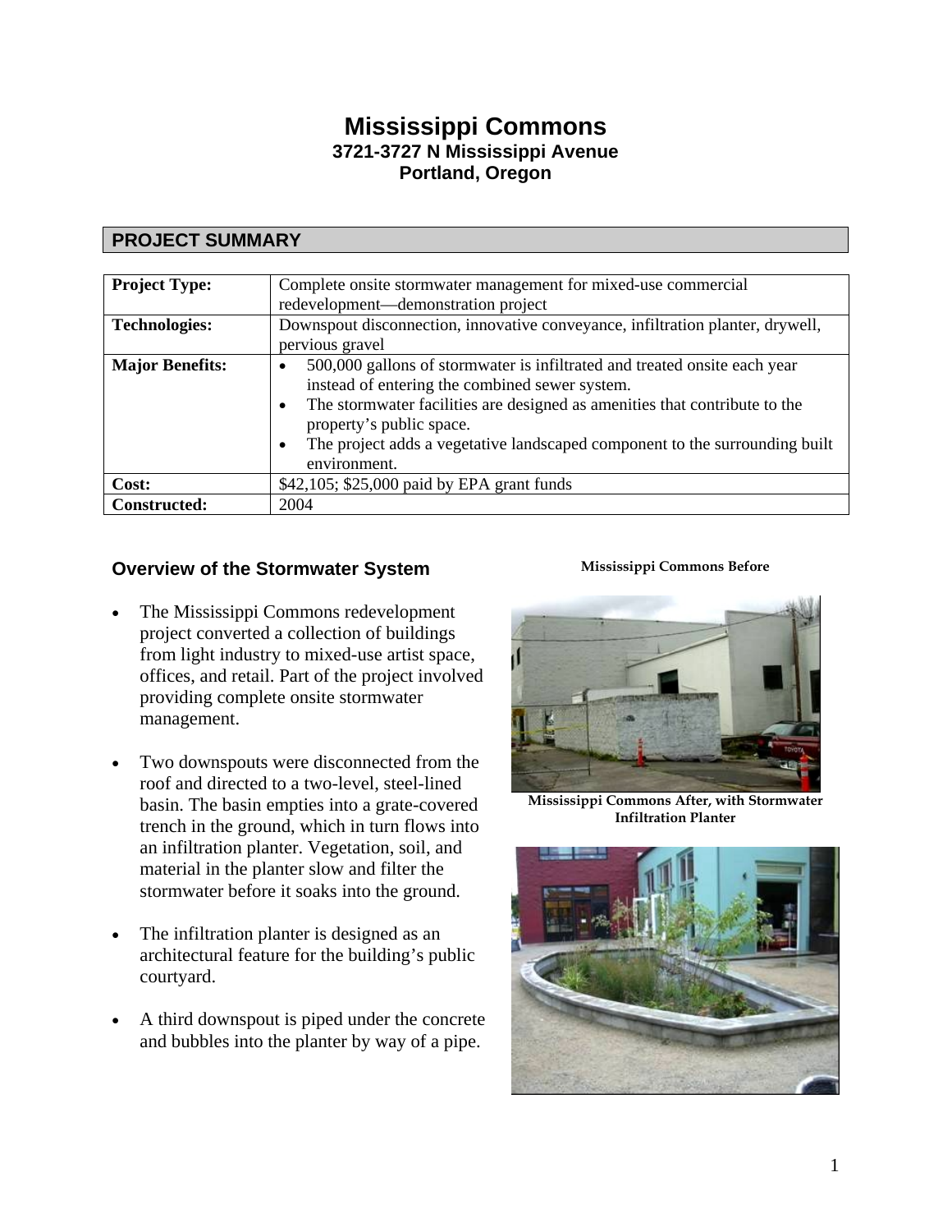# Mississippi Commons
### 3721-3727 N Mississippi Avenue
### Portland, Oregon

## PROJECT SUMMARY

| | |
|---|---|
| **Project Type:** | Complete onsite stormwater management for mixed-use commercial redevelopment—demonstration project |
| **Technologies:** | Downspout disconnection, innovative conveyance, infiltration planter, drywell, pervious gravel |
| **Major Benefits:** | • 500,000 gallons of stormwater is infiltrated and treated onsite each year instead of entering the combined sewer system.<br>• The stormwater facilities are designed as amenities that contribute to the property's public space.<br>• The project adds a vegetative landscaped component to the surrounding built environment. |
| **Cost:** | $42,105; $25,000 paid by EPA grant funds |
| **Constructed:** | 2004 |

## Overview of the Stormwater System

- The Mississippi Commons redevelopment project converted a collection of buildings from light industry to mixed-use artist space, offices, and retail. Part of the project involved providing complete onsite stormwater management.

- Two downspouts were disconnected from the roof and directed to a two-level, steel-lined basin. The basin empties into a grate-covered trench in the ground, which in turn flows into an infiltration planter. Vegetation, soil, and material in the planter slow and filter the stormwater before it soaks into the ground.

- The infiltration planter is designed as an architectural feature for the building's public courtyard.

- A third downspout is piped under the concrete and bubbles into the planter by way of a pipe.

**Mississippi Commons Before**

**Mississippi Commons After, with Stormwater Infiltration Planter**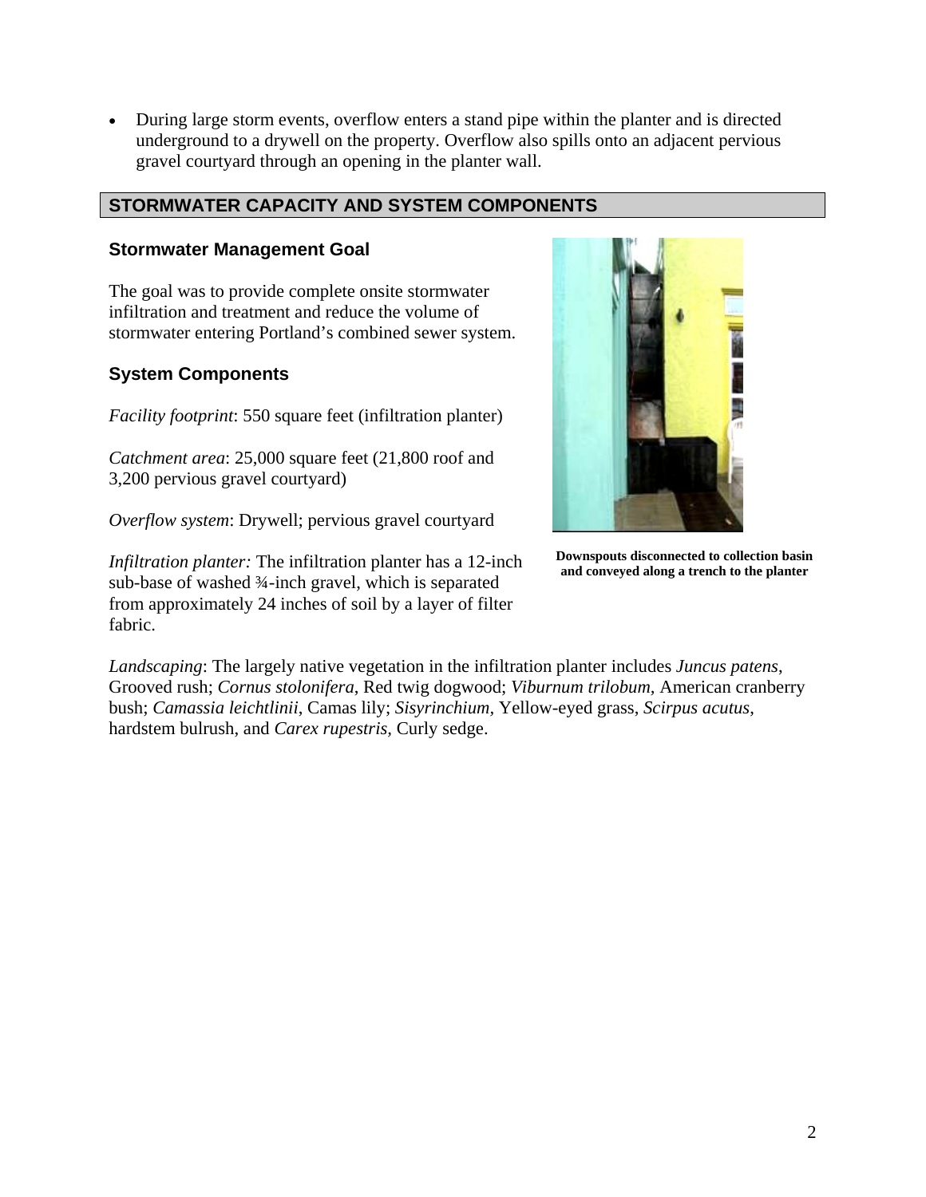- During large storm events, overflow enters a stand pipe within the planter and is directed underground to a drywell on the property. Overflow also spills onto an adjacent pervious gravel courtyard through an opening in the planter wall.

## STORMWATER CAPACITY AND SYSTEM COMPONENTS

### Stormwater Management Goal

The goal was to provide complete onsite stormwater infiltration and treatment and reduce the volume of stormwater entering Portland's combined sewer system.

### System Components

*Facility footprint*: 550 square feet (infiltration planter)

*Catchment area*: 25,000 square feet (21,800 roof and 3,200 pervious gravel courtyard)

*Overflow system*: Drywell; pervious gravel courtyard

*Infiltration planter:* The infiltration planter has a 12-inch sub-base of washed ¾-inch gravel, which is separated from approximately 24 inches of soil by a layer of filter fabric.

**Downspouts disconnected to collection basin and conveyed along a trench to the planter**

*Landscaping*: The largely native vegetation in the infiltration planter includes *Juncus patens*, Grooved rush; *Cornus stolonifera*, Red twig dogwood; *Viburnum trilobum*, American cranberry bush; *Camassia leichtlinii*, Camas lily; *Sisyrinchium*, Yellow-eyed grass, *Scirpus acutus*, hardstem bulrush, and *Carex rupestris*, Curly sedge.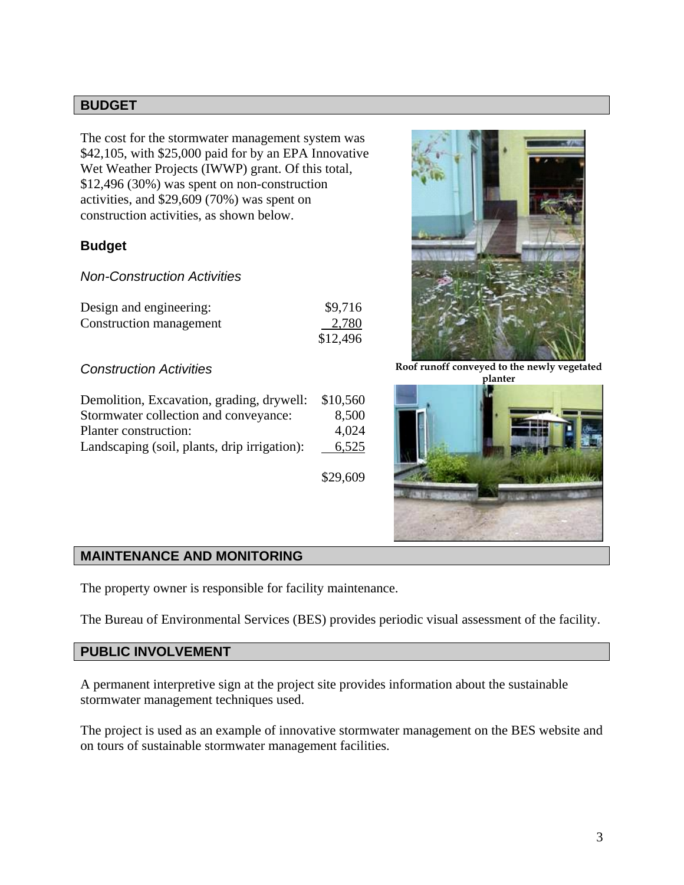## BUDGET

The cost for the stormwater management system was $42,105, with $25,000 paid for by an EPA Innovative Wet Weather Projects (IWWP) grant. Of this total, $12,496 (30%) was spent on non-construction activities, and $29,609 (70%) was spent on construction activities, as shown below.

### Budget

*Non-Construction Activities*

| | |
|---|---|
| Design and engineering: | $9,716 |
| Construction management | 2,780 |
| | $12,496 |

*Construction Activities*

| | |
|---|---|
| Demolition, Excavation, grading, drywell: | $10,560 |
| Stormwater collection and conveyance: | 8,500 |
| Planter construction: | 4,024 |
| Landscaping (soil, plants, drip irrigation): | 6,525 |
| | $29,609 |

**Roof runoff conveyed to the newly vegetated planter**

## MAINTENANCE AND MONITORING

The property owner is responsible for facility maintenance.

The Bureau of Environmental Services (BES) provides periodic visual assessment of the facility.

## PUBLIC INVOLVEMENT

A permanent interpretive sign at the project site provides information about the sustainable stormwater management techniques used.

The project is used as an example of innovative stormwater management on the BES website and on tours of sustainable stormwater management facilities.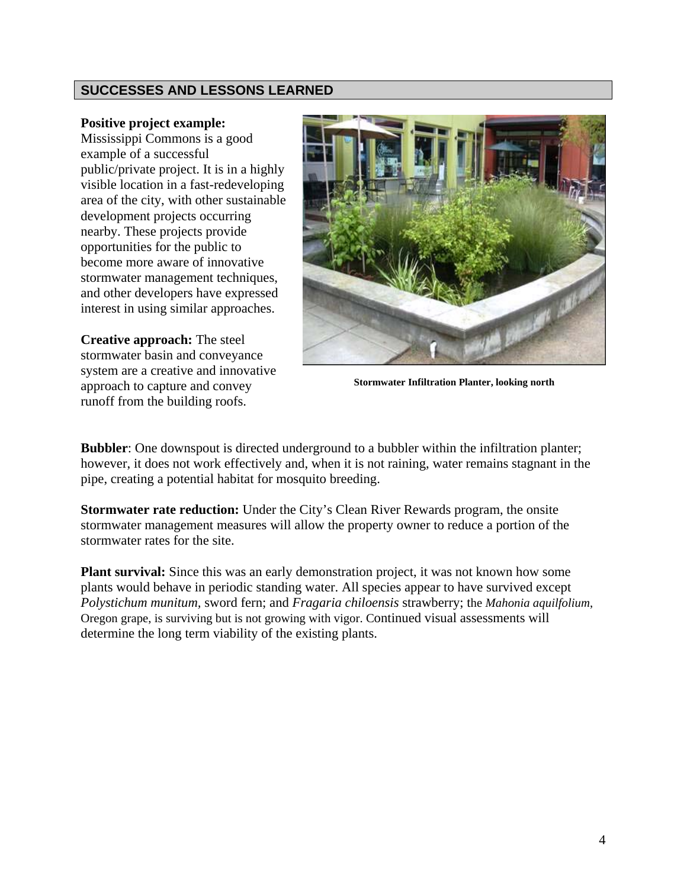## SUCCESSES AND LESSONS LEARNED

**Positive project example:** Mississippi Commons is a good example of a successful public/private project. It is in a highly visible location in a fast-redeveloping area of the city, with other sustainable development projects occurring nearby. These projects provide opportunities for the public to become more aware of innovative stormwater management techniques, and other developers have expressed interest in using similar approaches.

**Creative approach:** The steel stormwater basin and conveyance system are a creative and innovative approach to capture and convey runoff from the building roofs.

**Stormwater Infiltration Planter, looking north**

**Bubbler**: One downspout is directed underground to a bubbler within the infiltration planter; however, it does not work effectively and, when it is not raining, water remains stagnant in the pipe, creating a potential habitat for mosquito breeding.

**Stormwater rate reduction:** Under the City's Clean River Rewards program, the onsite stormwater management measures will allow the property owner to reduce a portion of the stormwater rates for the site.

**Plant survival:** Since this was an early demonstration project, it was not known how some plants would behave in periodic standing water. All species appear to have survived except *Polystichum munitum*, sword fern; and *Fragaria chiloensis* strawberry; the *Mahonia aquilfolium*, Oregon grape, is surviving but is not growing with vigor. Continued visual assessments will determine the long term viability of the existing plants.